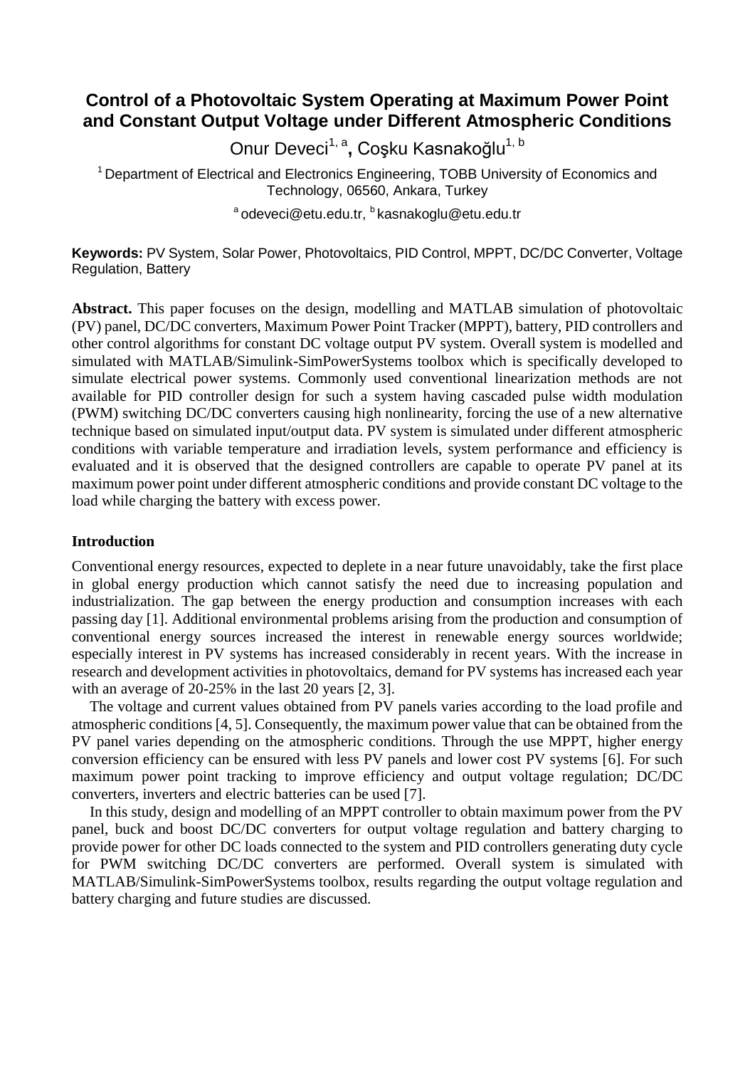# Control of a Photovoltaic System Operating at Maximum Power Point and Constant Output Voltage under Different Atmospheric Conditions

Onur Deveci[1, a], Coşku Kasnakoğlu[1, b]

[1] Department of Electrical and Electronics Engineering, TOBB University of Economics and Technology, 06560, Ankara, Turkey

[a] odeveci@etu.edu.tr, [b] kasnakoglu@etu.edu.tr

**Keywords:** PV System, Solar Power, Photovoltaics, PID Control, MPPT, DC/DC Converter, Voltage Regulation, Battery

**Abstract.** This paper focuses on the design, modelling and MATLAB simulation of photovoltaic (PV) panel, DC/DC converters, Maximum Power Point Tracker (MPPT), battery, PID controllers and other control algorithms for constant DC voltage output PV system. Overall system is modelled and simulated with MATLAB/Simulink-SimPowerSystems toolbox which is specifically developed to simulate electrical power systems. Commonly used conventional linearization methods are not available for PID controller design for such a system having cascaded pulse width modulation (PWM) switching DC/DC converters causing high nonlinearity, forcing the use of a new alternative technique based on simulated input/output data. PV system is simulated under different atmospheric conditions with variable temperature and irradiation levels, system performance and efficiency is evaluated and it is observed that the designed controllers are capable to operate PV panel at its maximum power point under different atmospheric conditions and provide constant DC voltage to the load while charging the battery with excess power.

## Introduction

Conventional energy resources, expected to deplete in a near future unavoidably, take the first place in global energy production which cannot satisfy the need due to increasing population and industrialization. The gap between the energy production and consumption increases with each passing day [1]. Additional environmental problems arising from the production and consumption of conventional energy sources increased the interest in renewable energy sources worldwide; especially interest in PV systems has increased considerably in recent years. With the increase in research and development activities in photovoltaics, demand for PV systems has increased each year with an average of 20-25% in the last 20 years [2, 3].

The voltage and current values obtained from PV panels varies according to the load profile and atmospheric conditions [4, 5]. Consequently, the maximum power value that can be obtained from the PV panel varies depending on the atmospheric conditions. Through the use MPPT, higher energy conversion efficiency can be ensured with less PV panels and lower cost PV systems [6]. For such maximum power point tracking to improve efficiency and output voltage regulation; DC/DC converters, inverters and electric batteries can be used [7].

In this study, design and modelling of an MPPT controller to obtain maximum power from the PV panel, buck and boost DC/DC converters for output voltage regulation and battery charging to provide power for other DC loads connected to the system and PID controllers generating duty cycle for PWM switching DC/DC converters are performed. Overall system is simulated with MATLAB/Simulink-SimPowerSystems toolbox, results regarding the output voltage regulation and battery charging and future studies are discussed.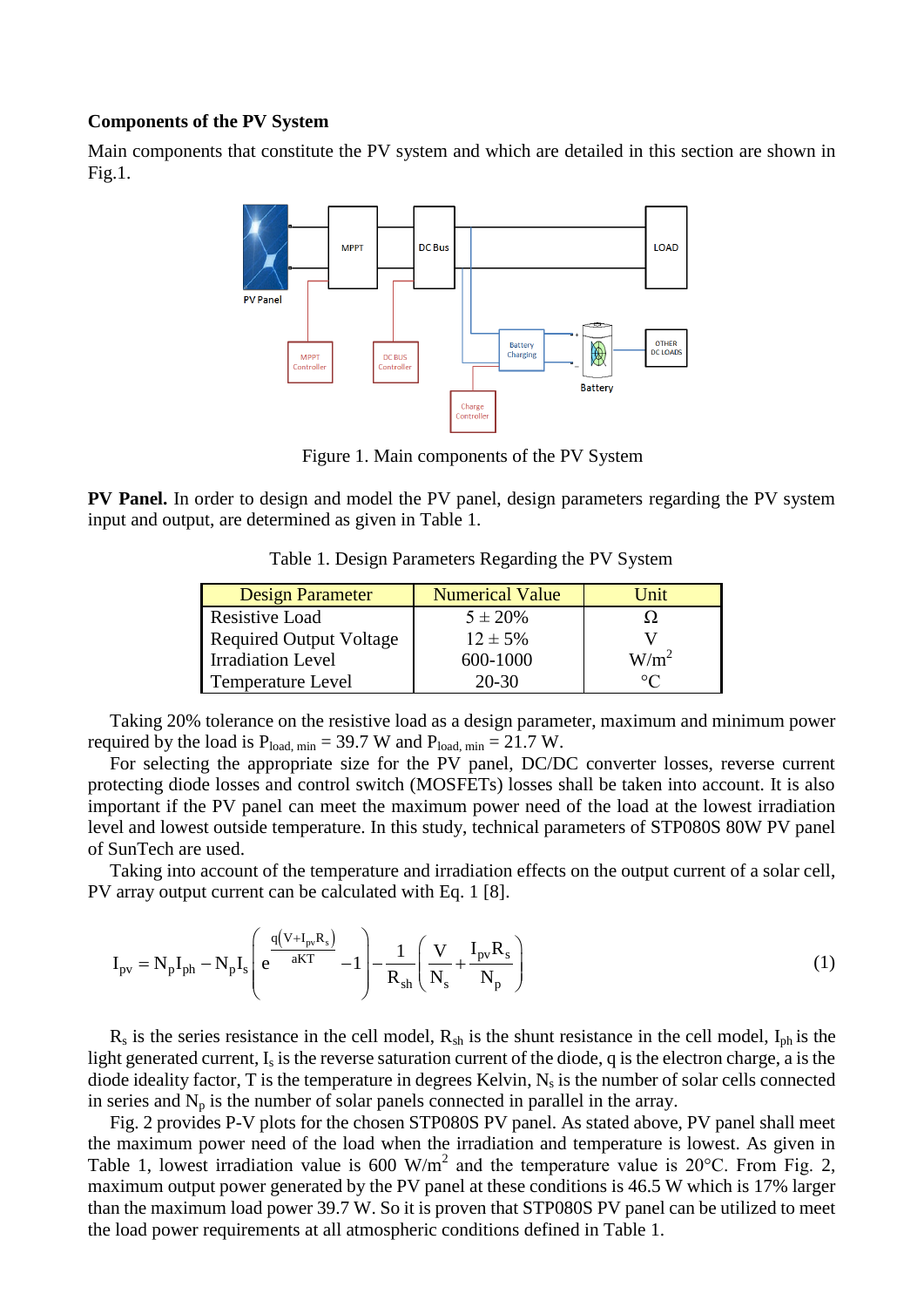**Components of the PV System**

Main components that constitute the PV system and which are detailed in this section are shown in Fig.1.

Figure 1. Main components of the PV System

**PV Panel.** In order to design and model the PV panel, design parameters regarding the PV system input and output, are determined as given in Table 1.

Table 1. Design Parameters Regarding the PV System

| Design Parameter | Numerical Value | Unit |
| --- | --- | --- |
| Resistive Load | 5 ± 20% | Ω |
| Required Output Voltage | 12 ± 5% | V |
| Irradiation Level | 600-1000 | W/m$^2$ |
| Temperature Level | 20-30 | °C |

Taking 20% tolerance on the resistive load as a design parameter, maximum and minimum power required by the load is $P_{load,\ min}$ = 39.7 W and $P_{load,\ min}$ = 21.7 W.

For selecting the appropriate size for the PV panel, DC/DC converter losses, reverse current protecting diode losses and control switch (MOSFETs) losses shall be taken into account. It is also important if the PV panel can meet the maximum power need of the load at the lowest irradiation level and lowest outside temperature. In this study, technical parameters of STP080S 80W PV panel of SunTech are used.

Taking into account of the temperature and irradiation effects on the output current of a solar cell, PV array output current can be calculated with Eq. 1 [8].

$$I_{pv} = N_p I_{ph} - N_p I_s \left( e^{\frac{q\left(V + I_{pv} R_s\right)}{aKT}} - 1 \right) - \frac{1}{R_{sh}} \left( \frac{V}{N_s} + \frac{I_{pv} R_s}{N_p} \right) \tag{1}$$

$R_s$ is the series resistance in the cell model, $R_{sh}$ is the shunt resistance in the cell model, $I_{ph}$ is the light generated current, $I_s$ is the reverse saturation current of the diode, q is the electron charge, a is the diode ideality factor, T is the temperature in degrees Kelvin, $N_s$ is the number of solar cells connected in series and $N_p$ is the number of solar panels connected in parallel in the array.

Fig. 2 provides P-V plots for the chosen STP080S PV panel. As stated above, PV panel shall meet the maximum power need of the load when the irradiation and temperature is lowest. As given in Table 1, lowest irradiation value is 600 W/m$^2$ and the temperature value is 20°C. From Fig. 2, maximum output power generated by the PV panel at these conditions is 46.5 W which is 17% larger than the maximum load power 39.7 W. So it is proven that STP080S PV panel can be utilized to meet the load power requirements at all atmospheric conditions defined in Table 1.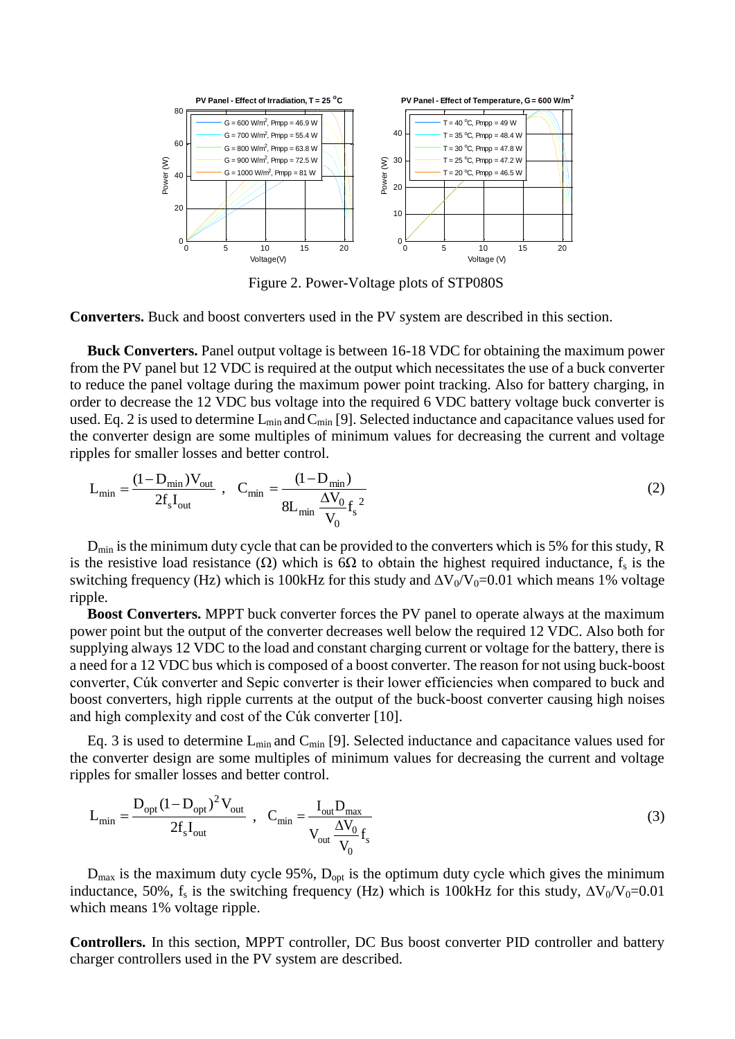Figure 2. Power-Voltage plots of STP080S

**Converters.** Buck and boost converters used in the PV system are described in this section.

**Buck Converters.** Panel output voltage is between 16-18 VDC for obtaining the maximum power from the PV panel but 12 VDC is required at the output which necessitates the use of a buck converter to reduce the panel voltage during the maximum power point tracking. Also for battery charging, in order to decrease the 12 VDC bus voltage into the required 6 VDC battery voltage buck converter is used. Eq. 2 is used to determine $L_{min}$ and $C_{min}$ [9]. Selected inductance and capacitance values used for the converter design are some multiples of minimum values for decreasing the current and voltage ripples for smaller losses and better control.

$$L_{min} = \frac{(1-D_{min})V_{out}}{2f_s I_{out}} \; , \quad C_{min} = \frac{(1-D_{min})}{8L_{min}\dfrac{\Delta V_0}{V_0}f_s^{\,2}} \tag{2}$$

$D_{min}$ is the minimum duty cycle that can be provided to the converters which is 5% for this study, R is the resistive load resistance ($\Omega$) which is 6$\Omega$ to obtain the highest required inductance, $f_s$ is the switching frequency (Hz) which is 100kHz for this study and $\Delta V_0/V_0$=0.01 which means 1% voltage ripple.

**Boost Converters.** MPPT buck converter forces the PV panel to operate always at the maximum power point but the output of the converter decreases well below the required 12 VDC. Also both for supplying always 12 VDC to the load and constant charging current or voltage for the battery, there is a need for a 12 VDC bus which is composed of a boost converter. The reason for not using buck-boost converter, Cúk converter and Sepic converter is their lower efficiencies when compared to buck and boost converters, high ripple currents at the output of the buck-boost converter causing high noises and high complexity and cost of the Cúk converter [10].

Eq. 3 is used to determine $L_{min}$ and $C_{min}$ [9]. Selected inductance and capacitance values used for the converter design are some multiples of minimum values for decreasing the current and voltage ripples for smaller losses and better control.

$$L_{min} = \frac{D_{opt}(1-D_{opt})^2 V_{out}}{2f_s I_{out}} \; , \quad C_{min} = \frac{I_{out} D_{max}}{V_{out}\dfrac{\Delta V_0}{V_0}f_s} \tag{3}$$

$D_{max}$ is the maximum duty cycle 95%, $D_{opt}$ is the optimum duty cycle which gives the minimum inductance, 50%, $f_s$ is the switching frequency (Hz) which is 100kHz for this study, $\Delta V_0/V_0$=0.01 which means 1% voltage ripple.

**Controllers.** In this section, MPPT controller, DC Bus boost converter PID controller and battery charger controllers used in the PV system are described.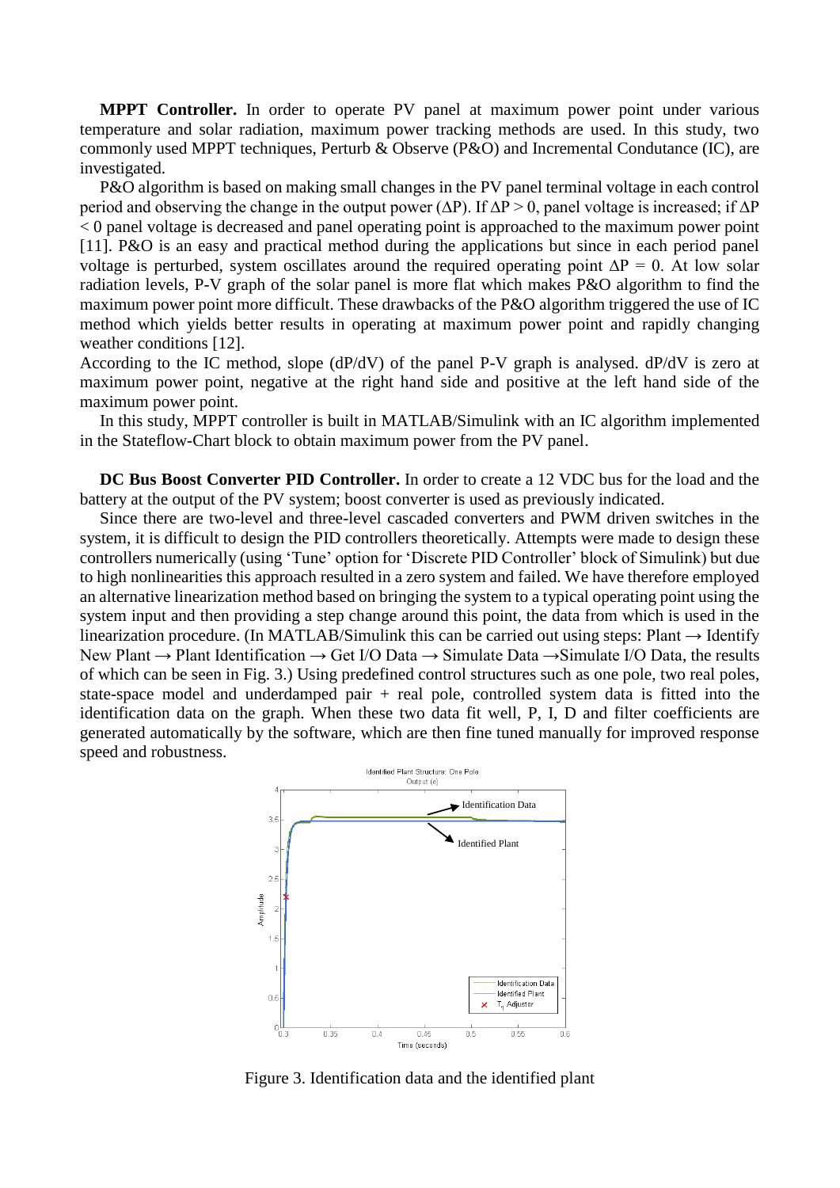**MPPT Controller.** In order to operate PV panel at maximum power point under various temperature and solar radiation, maximum power tracking methods are used. In this study, two commonly used MPPT techniques, Perturb & Observe (P&O) and Incremental Condutance (IC), are investigated.

P&O algorithm is based on making small changes in the PV panel terminal voltage in each control period and observing the change in the output power ($\Delta P$). If $\Delta P > 0$, panel voltage is increased; if $\Delta P < 0$ panel voltage is decreased and panel operating point is approached to the maximum power point [11]. P&O is an easy and practical method during the applications but since in each period panel voltage is perturbed, system oscillates around the required operating point $\Delta P = 0$. At low solar radiation levels, P-V graph of the solar panel is more flat which makes P&O algorithm to find the maximum power point more difficult. These drawbacks of the P&O algorithm triggered the use of IC method which yields better results in operating at maximum power point and rapidly changing weather conditions [12].

According to the IC method, slope (dP/dV) of the panel P-V graph is analysed. dP/dV is zero at maximum power point, negative at the right hand side and positive at the left hand side of the maximum power point.

In this study, MPPT controller is built in MATLAB/Simulink with an IC algorithm implemented in the Stateflow-Chart block to obtain maximum power from the PV panel.

**DC Bus Boost Converter PID Controller.** In order to create a 12 VDC bus for the load and the battery at the output of the PV system; boost converter is used as previously indicated.

Since there are two-level and three-level cascaded converters and PWM driven switches in the system, it is difficult to design the PID controllers theoretically. Attempts were made to design these controllers numerically (using 'Tune' option for 'Discrete PID Controller' block of Simulink) but due to high nonlinearities this approach resulted in a zero system and failed. We have therefore employed an alternative linearization method based on bringing the system to a typical operating point using the system input and then providing a step change around this point, the data from which is used in the linearization procedure. (In MATLAB/Simulink this can be carried out using steps: Plant → Identify New Plant → Plant Identification → Get I/O Data → Simulate Data →Simulate I/O Data, the results of which can be seen in Fig. 3.) Using predefined control structures such as one pole, two real poles, state-space model and underdamped pair + real pole, controlled system data is fitted into the identification data on the graph. When these two data fit well, P, I, D and filter coefficients are generated automatically by the software, which are then fine tuned manually for improved response speed and robustness.

Figure 3. Identification data and the identified plant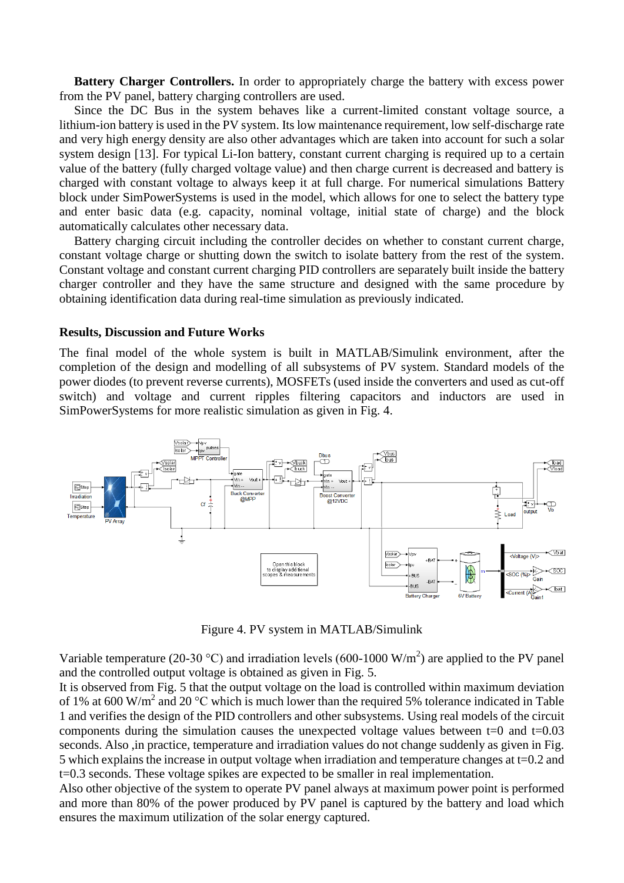**Battery Charger Controllers.** In order to appropriately charge the battery with excess power from the PV panel, battery charging controllers are used.

Since the DC Bus in the system behaves like a current-limited constant voltage source, a lithium-ion battery is used in the PV system. Its low maintenance requirement, low self-discharge rate and very high energy density are also other advantages which are taken into account for such a solar system design [13]. For typical Li-Ion battery, constant current charging is required up to a certain value of the battery (fully charged voltage value) and then charge current is decreased and battery is charged with constant voltage to always keep it at full charge. For numerical simulations Battery block under SimPowerSystems is used in the model, which allows for one to select the battery type and enter basic data (e.g. capacity, nominal voltage, initial state of charge) and the block automatically calculates other necessary data.

Battery charging circuit including the controller decides on whether to constant current charge, constant voltage charge or shutting down the switch to isolate battery from the rest of the system. Constant voltage and constant current charging PID controllers are separately built inside the battery charger controller and they have the same structure and designed with the same procedure by obtaining identification data during real-time simulation as previously indicated.

### Results, Discussion and Future Works

The final model of the whole system is built in MATLAB/Simulink environment, after the completion of the design and modelling of all subsystems of PV system. Standard models of the power diodes (to prevent reverse currents), MOSFETs (used inside the converters and used as cut-off switch) and voltage and current ripples filtering capacitors and inductors are used in SimPowerSystems for more realistic simulation as given in Fig. 4.

Figure 4. PV system in MATLAB/Simulink

Variable temperature (20-30 °C) and irradiation levels (600-1000 W/m$^2$) are applied to the PV panel and the controlled output voltage is obtained as given in Fig. 5.

It is observed from Fig. 5 that the output voltage on the load is controlled within maximum deviation of 1% at 600 W/m$^2$ and 20 °C which is much lower than the required 5% tolerance indicated in Table 1 and verifies the design of the PID controllers and other subsystems. Using real models of the circuit components during the simulation causes the unexpected voltage values between t=0 and t=0.03 seconds. Also ,in practice, temperature and irradiation values do not change suddenly as given in Fig. 5 which explains the increase in output voltage when irradiation and temperature changes at t=0.2 and t=0.3 seconds. These voltage spikes are expected to be smaller in real implementation.

Also other objective of the system to operate PV panel always at maximum power point is performed and more than 80% of the power produced by PV panel is captured by the battery and load which ensures the maximum utilization of the solar energy captured.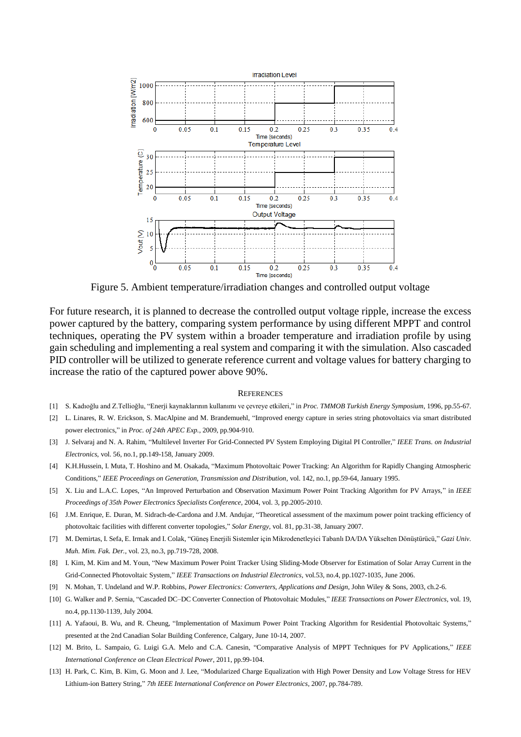Irradiation Level

Irradiation [W/m2]

1000
800
600

0 0.05 0.1 0.15 0.2 0.25 0.3 0.35 0.4

Time (seconds)

Temperature Level

Temperature (C)

30
25
20

0 0.05 0.1 0.15 0.2 0.25 0.3 0.35 0.4

Time (seconds)

Output Voltage

Vout (V)

15
10
5
0

0 0.05 0.1 0.15 0.2 0.25 0.3 0.35 0.4

Time (seconds)

Figure 5. Ambient temperature/irradiation changes and controlled output voltage

For future research, it is planned to decrease the controlled output voltage ripple, increase the excess power captured by the battery, comparing system performance by using different MPPT and control techniques, operating the PV system within a broader temperature and irradiation profile by using gain scheduling and implementing a real system and comparing it with the simulation. Also cascaded PID controller will be utilized to generate reference current and voltage values for battery charging to increase the ratio of the captured power above 90%.

## References

[1] S. Kadıoğlu and Z.Tellioğlu, "Enerji kaynaklarının kullanımı ve çevreye etkileri," in *Proc. TMMOB Turkish Energy Symposium*, 1996, pp.55-67.

[2] L. Linares, R. W. Erickson, S. MacAlpine and M. Brandemuehl, "Improved energy capture in series string photovoltaics via smart distributed power electronics," in *Proc. of 24th APEC Exp.*, 2009, pp.904-910.

[3] J. Selvaraj and N. A. Rahim, "Multilevel Inverter For Grid-Connected PV System Employing Digital PI Controller," *IEEE Trans. on Industrial Electronics*, vol. 56, no.1, pp.149-158, January 2009.

[4] K.H.Hussein, I. Muta, T. Hoshino and M. Osakada, "Maximum Photovoltaic Power Tracking: An Algorithm for Rapidly Changing Atmospheric Conditions," *IEEE Proceedings on Generation, Transmission and Distribution*, vol. 142, no.1, pp.59-64, January 1995.

[5] X. Liu and L.A.C. Lopes, "An Improved Perturbation and Observation Maximum Power Point Tracking Algorithm for PV Arrays," in *IEEE Proceedings of 35th Power Electronics Specialists Conference*, 2004, vol. 3, pp.2005-2010.

[6] J.M. Enrique, E. Duran, M. Sidrach-de-Cardona and J.M. Andujar, "Theoretical assessment of the maximum power point tracking efficiency of photovoltaic facilities with different converter topologies," *Solar Energy*, vol. 81, pp.31-38, January 2007.

[7] M. Demirtas, I. Sefa, E. Irmak and I. Colak, "Güneş Enerjili Sistemler için Mikrodenetleyici Tabanlı DA/DA Yükselten Dönüştürücü," *Gazi Univ. Muh. Mim. Fak. Der.*, vol. 23, no.3, pp.719-728, 2008.

[8] I. Kim, M. Kim and M. Youn, "New Maximum Power Point Tracker Using Sliding-Mode Observer for Estimation of Solar Array Current in the Grid-Connected Photovoltaic System," *IEEE Transactions on Industrial Electronics*, vol.53, no.4, pp.1027-1035, June 2006.

[9] N. Mohan, T. Undeland and W.P. Robbins, *Power Electronics: Converters, Applications and Design*, John Wiley & Sons, 2003, ch.2-6.

[10] G. Walker and P. Sernia, "Cascaded DC–DC Converter Connection of Photovoltaic Modules," *IEEE Transactions on Power Electronics*, vol. 19, no.4, pp.1130-1139, July 2004.

[11] A. Yafaoui, B. Wu, and R. Cheung, "Implementation of Maximum Power Point Tracking Algorithm for Residential Photovoltaic Systems," presented at the 2nd Canadian Solar Building Conference, Calgary, June 10-14, 2007.

[12] M. Brito, L. Sampaio, G. Luigi G.A. Melo and C.A. Canesin, "Comparative Analysis of MPPT Techniques for PV Applications," *IEEE International Conference on Clean Electrical Power*, 2011, pp.99-104.

[13] H. Park, C. Kim, B. Kim, G. Moon and J. Lee, "Modularized Charge Equalization with High Power Density and Low Voltage Stress for HEV Lithium-ion Battery String," *7th IEEE International Conference on Power Electronics*, 2007, pp.784-789.